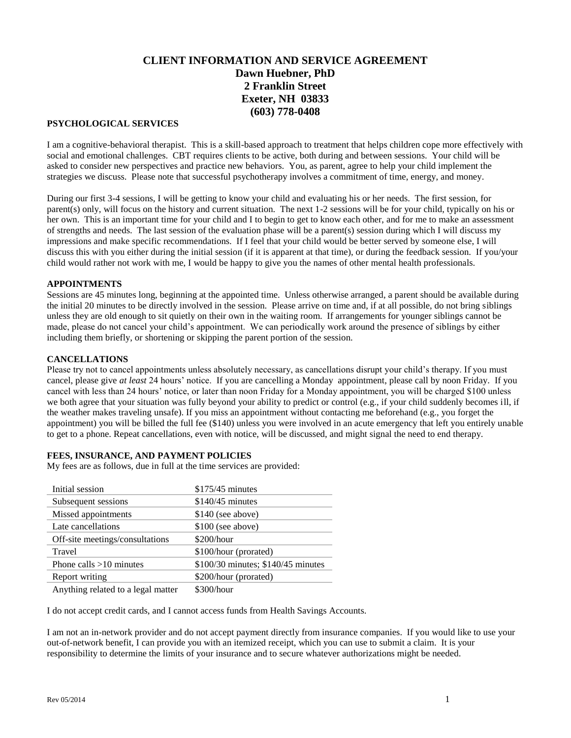# CLIENT INFORMATION AND SERVICE AGREEMENT
**Dawn Huebner, PhD**
**2 Franklin Street**
**Exeter, NH 03833**
**(603) 778-0408**

## PSYCHOLOGICAL SERVICES

I am a cognitive-behavioral therapist. This is a skill-based approach to treatment that helps children cope more effectively with social and emotional challenges. CBT requires clients to be active, both during and between sessions. Your child will be asked to consider new perspectives and practice new behaviors. You, as parent, agree to help your child implement the strategies we discuss. Please note that successful psychotherapy involves a commitment of time, energy, and money.

During our first 3-4 sessions, I will be getting to know your child and evaluating his or her needs. The first session, for parent(s) only, will focus on the history and current situation. The next 1-2 sessions will be for your child, typically on his or her own. This is an important time for your child and I to begin to get to know each other, and for me to make an assessment of strengths and needs. The last session of the evaluation phase will be a parent(s) session during which I will discuss my impressions and make specific recommendations. If I feel that your child would be better served by someone else, I will discuss this with you either during the initial session (if it is apparent at that time), or during the feedback session. If you/your child would rather not work with me, I would be happy to give you the names of other mental health professionals.

## APPOINTMENTS

Sessions are 45 minutes long, beginning at the appointed time. Unless otherwise arranged, a parent should be available during the initial 20 minutes to be directly involved in the session. Please arrive on time and, if at all possible, do not bring siblings unless they are old enough to sit quietly on their own in the waiting room. If arrangements for younger siblings cannot be made, please do not cancel your child's appointment. We can periodically work around the presence of siblings by either including them briefly, or shortening or skipping the parent portion of the session.

## CANCELLATIONS

Please try not to cancel appointments unless absolutely necessary, as cancellations disrupt your child's therapy. If you must cancel, please give *at least* 24 hours' notice. If you are cancelling a Monday appointment, please call by noon Friday. If you cancel with less than 24 hours' notice, or later than noon Friday for a Monday appointment, you will be charged $100 unless we both agree that your situation was fully beyond your ability to predict or control (e.g., if your child suddenly becomes ill, if the weather makes traveling unsafe). If you miss an appointment without contacting me beforehand (e.g., you forget the appointment) you will be billed the full fee ($140) unless you were involved in an acute emergency that left you entirely unable to get to a phone. Repeat cancellations, even with notice, will be discussed, and might signal the need to end therapy.

## FEES, INSURANCE, AND PAYMENT POLICIES

My fees are as follows, due in full at the time services are provided:

| Service | Fee |
|---|---|
| Initial session | $175/45 minutes |
| Subsequent sessions | $140/45 minutes |
| Missed appointments | $140 (see above) |
| Late cancellations | $100 (see above) |
| Off-site meetings/consultations | $200/hour |
| Travel | $100/hour (prorated) |
| Phone calls >10 minutes | $100/30 minutes; $140/45 minutes |
| Report writing | $200/hour (prorated) |
| Anything related to a legal matter | $300/hour |

I do not accept credit cards, and I cannot access funds from Health Savings Accounts.

I am not an in-network provider and do not accept payment directly from insurance companies. If you would like to use your out-of-network benefit, I can provide you with an itemized receipt, which you can use to submit a claim. It is your responsibility to determine the limits of your insurance and to secure whatever authorizations might be needed.

Rev 05/2014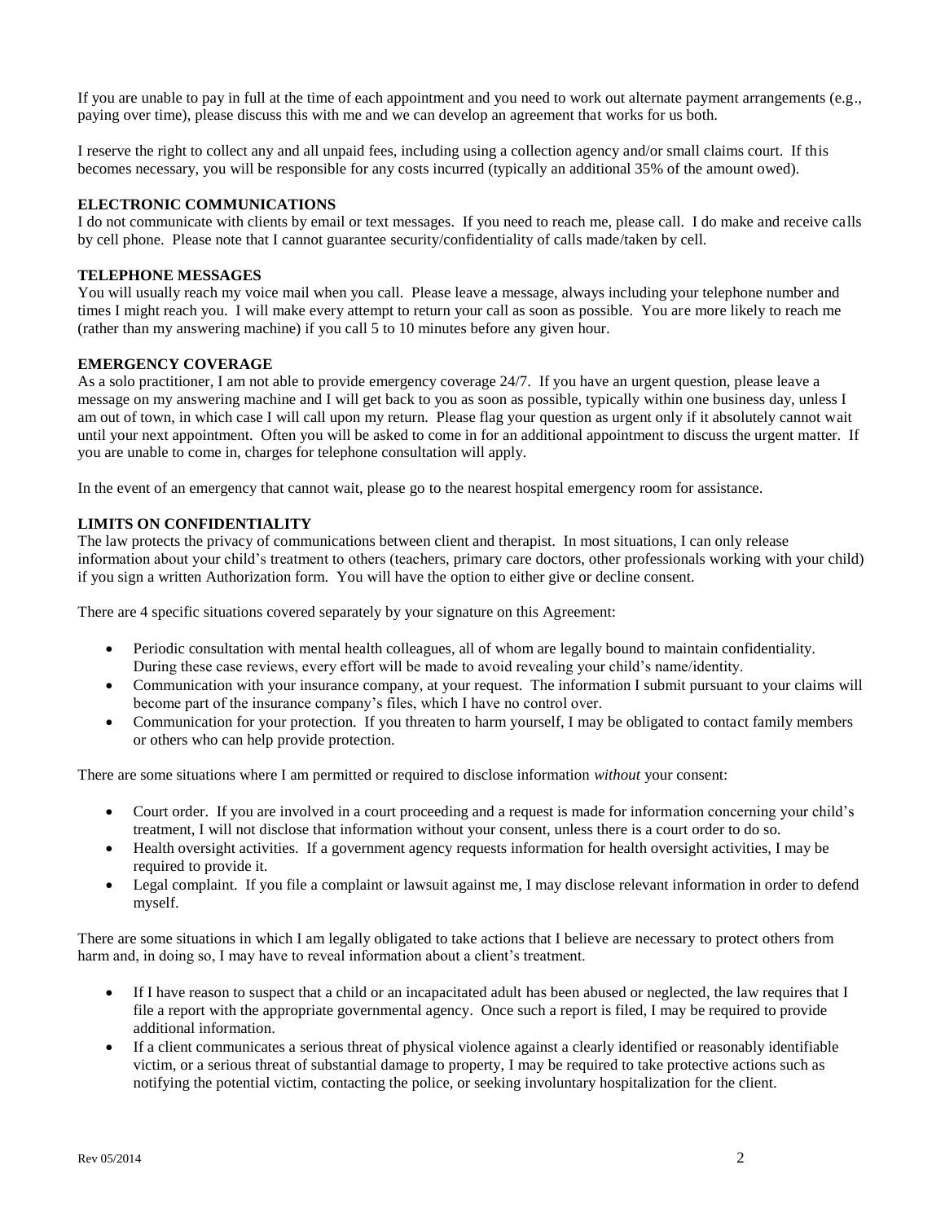If you are unable to pay in full at the time of each appointment and you need to work out alternate payment arrangements (e.g., paying over time), please discuss this with me and we can develop an agreement that works for us both.

I reserve the right to collect any and all unpaid fees, including using a collection agency and/or small claims court. If this becomes necessary, you will be responsible for any costs incurred (typically an additional 35% of the amount owed).

**ELECTRONIC COMMUNICATIONS**

I do not communicate with clients by email or text messages. If you need to reach me, please call. I do make and receive calls by cell phone. Please note that I cannot guarantee security/confidentiality of calls made/taken by cell.

**TELEPHONE MESSAGES**

You will usually reach my voice mail when you call. Please leave a message, always including your telephone number and times I might reach you. I will make every attempt to return your call as soon as possible. You are more likely to reach me (rather than my answering machine) if you call 5 to 10 minutes before any given hour.

**EMERGENCY COVERAGE**

As a solo practitioner, I am not able to provide emergency coverage 24/7. If you have an urgent question, please leave a message on my answering machine and I will get back to you as soon as possible, typically within one business day, unless I am out of town, in which case I will call upon my return. Please flag your question as urgent only if it absolutely cannot wait until your next appointment. Often you will be asked to come in for an additional appointment to discuss the urgent matter. If you are unable to come in, charges for telephone consultation will apply.

In the event of an emergency that cannot wait, please go to the nearest hospital emergency room for assistance.

**LIMITS ON CONFIDENTIALITY**

The law protects the privacy of communications between client and therapist. In most situations, I can only release information about your child's treatment to others (teachers, primary care doctors, other professionals working with your child) if you sign a written Authorization form. You will have the option to either give or decline consent.

There are 4 specific situations covered separately by your signature on this Agreement:

- Periodic consultation with mental health colleagues, all of whom are legally bound to maintain confidentiality. During these case reviews, every effort will be made to avoid revealing your child's name/identity.
- Communication with your insurance company, at your request. The information I submit pursuant to your claims will become part of the insurance company's files, which I have no control over.
- Communication for your protection. If you threaten to harm yourself, I may be obligated to contact family members or others who can help provide protection.

There are some situations where I am permitted or required to disclose information *without* your consent:

- Court order. If you are involved in a court proceeding and a request is made for information concerning your child's treatment, I will not disclose that information without your consent, unless there is a court order to do so.
- Health oversight activities. If a government agency requests information for health oversight activities, I may be required to provide it.
- Legal complaint. If you file a complaint or lawsuit against me, I may disclose relevant information in order to defend myself.

There are some situations in which I am legally obligated to take actions that I believe are necessary to protect others from harm and, in doing so, I may have to reveal information about a client's treatment.

- If I have reason to suspect that a child or an incapacitated adult has been abused or neglected, the law requires that I file a report with the appropriate governmental agency. Once such a report is filed, I may be required to provide additional information.
- If a client communicates a serious threat of physical violence against a clearly identified or reasonably identifiable victim, or a serious threat of substantial damage to property, I may be required to take protective actions such as notifying the potential victim, contacting the police, or seeking involuntary hospitalization for the client.

Rev 05/2014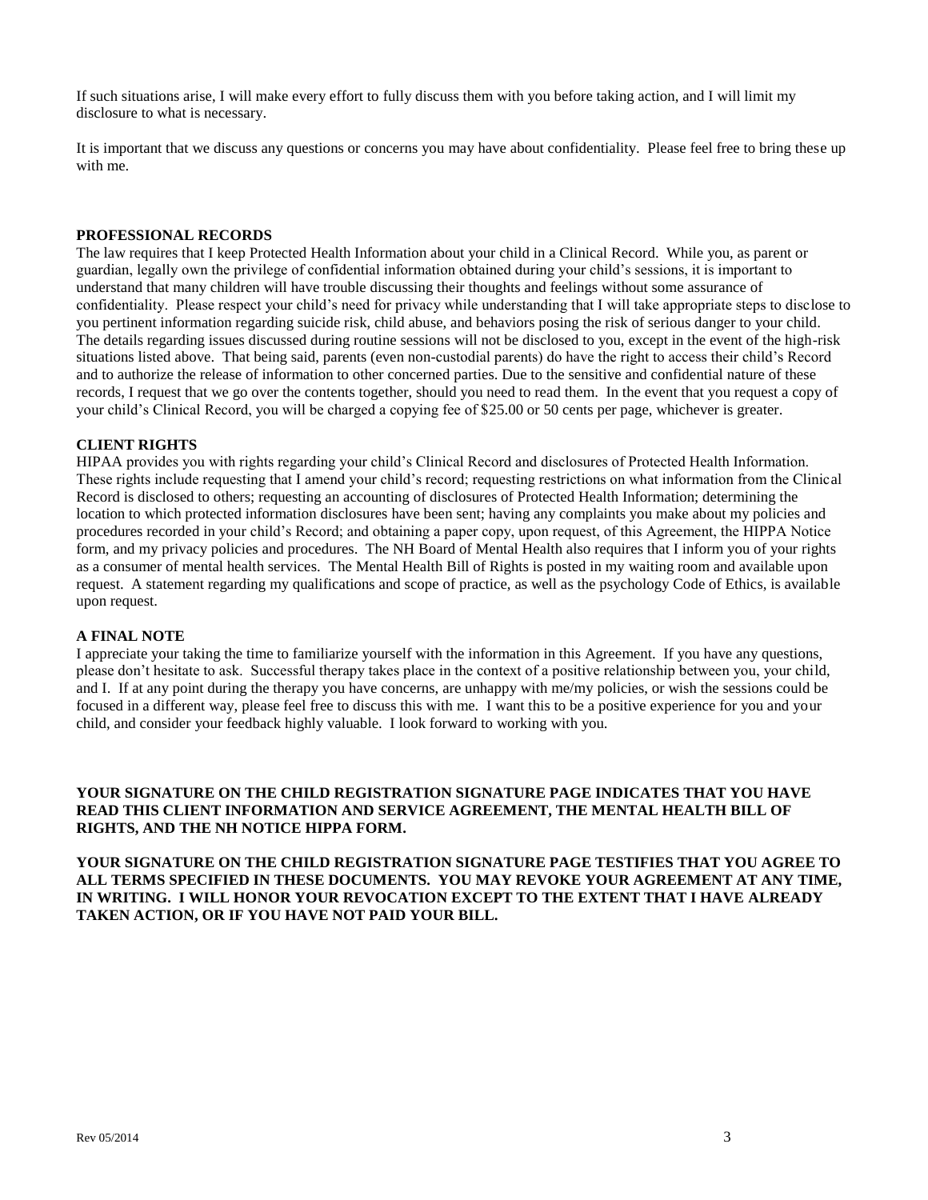If such situations arise, I will make every effort to fully discuss them with you before taking action, and I will limit my disclosure to what is necessary.

It is important that we discuss any questions or concerns you may have about confidentiality. Please feel free to bring these up with me.

**PROFESSIONAL RECORDS**

The law requires that I keep Protected Health Information about your child in a Clinical Record. While you, as parent or guardian, legally own the privilege of confidential information obtained during your child's sessions, it is important to understand that many children will have trouble discussing their thoughts and feelings without some assurance of confidentiality. Please respect your child's need for privacy while understanding that I will take appropriate steps to disclose to you pertinent information regarding suicide risk, child abuse, and behaviors posing the risk of serious danger to your child. The details regarding issues discussed during routine sessions will not be disclosed to you, except in the event of the high-risk situations listed above. That being said, parents (even non-custodial parents) do have the right to access their child's Record and to authorize the release of information to other concerned parties. Due to the sensitive and confidential nature of these records, I request that we go over the contents together, should you need to read them. In the event that you request a copy of your child's Clinical Record, you will be charged a copying fee of $25.00 or 50 cents per page, whichever is greater.

**CLIENT RIGHTS**

HIPAA provides you with rights regarding your child's Clinical Record and disclosures of Protected Health Information. These rights include requesting that I amend your child's record; requesting restrictions on what information from the Clinical Record is disclosed to others; requesting an accounting of disclosures of Protected Health Information; determining the location to which protected information disclosures have been sent; having any complaints you make about my policies and procedures recorded in your child's Record; and obtaining a paper copy, upon request, of this Agreement, the HIPPA Notice form, and my privacy policies and procedures. The NH Board of Mental Health also requires that I inform you of your rights as a consumer of mental health services. The Mental Health Bill of Rights is posted in my waiting room and available upon request. A statement regarding my qualifications and scope of practice, as well as the psychology Code of Ethics, is available upon request.

**A FINAL NOTE**

I appreciate your taking the time to familiarize yourself with the information in this Agreement. If you have any questions, please don't hesitate to ask. Successful therapy takes place in the context of a positive relationship between you, your child, and I. If at any point during the therapy you have concerns, are unhappy with me/my policies, or wish the sessions could be focused in a different way, please feel free to discuss this with me. I want this to be a positive experience for you and your child, and consider your feedback highly valuable. I look forward to working with you.

**YOUR SIGNATURE ON THE CHILD REGISTRATION SIGNATURE PAGE INDICATES THAT YOU HAVE READ THIS CLIENT INFORMATION AND SERVICE AGREEMENT, THE MENTAL HEALTH BILL OF RIGHTS, AND THE NH NOTICE HIPPA FORM.**

**YOUR SIGNATURE ON THE CHILD REGISTRATION SIGNATURE PAGE TESTIFIES THAT YOU AGREE TO ALL TERMS SPECIFIED IN THESE DOCUMENTS. YOU MAY REVOKE YOUR AGREEMENT AT ANY TIME, IN WRITING. I WILL HONOR YOUR REVOCATION EXCEPT TO THE EXTENT THAT I HAVE ALREADY TAKEN ACTION, OR IF YOU HAVE NOT PAID YOUR BILL.**

Rev 05/2014